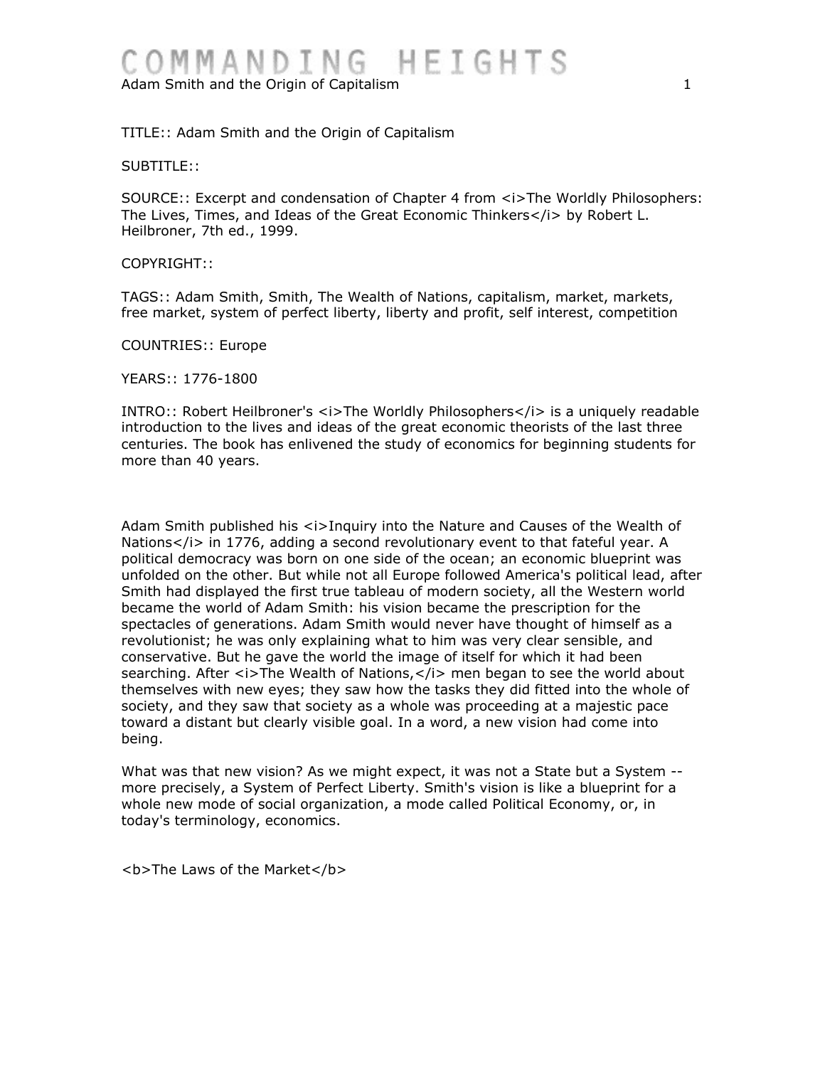TITLE:: Adam Smith and the Origin of Capitalism

SUBTITLE::

SOURCE:: Excerpt and condensation of Chapter 4 from *The Worldly Philosophers: The Lives, Times, and Ideas of the Great Economic Thinkers* by Robert L. Heilbroner, 7th ed., 1999.

COPYRIGHT::

TAGS:: Adam Smith, Smith, The Wealth of Nations, capitalism, market, markets, free market, system of perfect liberty, liberty and profit, self interest, competition

COUNTRIES:: Europe

YEARS:: 1776-1800

INTRO:: Robert Heilbroner's *The Worldly Philosophers* is a uniquely readable introduction to the lives and ideas of the great economic theorists of the last three centuries. The book has enlivened the study of economics for beginning students for more than 40 years.

Adam Smith published his *Inquiry into the Nature and Causes of the Wealth of Nations* in 1776, adding a second revolutionary event to that fateful year. A political democracy was born on one side of the ocean; an economic blueprint was unfolded on the other. But while not all Europe followed America's political lead, after Smith had displayed the first true tableau of modern society, all the Western world became the world of Adam Smith: his vision became the prescription for the spectacles of generations. Adam Smith would never have thought of himself as a revolutionist; he was only explaining what to him was very clear sensible, and conservative. But he gave the world the image of itself for which it had been searching. After *The Wealth of Nations,* men began to see the world about themselves with new eyes; they saw how the tasks they did fitted into the whole of society, and they saw that society as a whole was proceeding at a majestic pace toward a distant but clearly visible goal. In a word, a new vision had come into being.

What was that new vision? As we might expect, it was not a State but a System -- more precisely, a System of Perfect Liberty. Smith's vision is like a blueprint for a whole new mode of social organization, a mode called Political Economy, or, in today's terminology, economics.

**The Laws of the Market**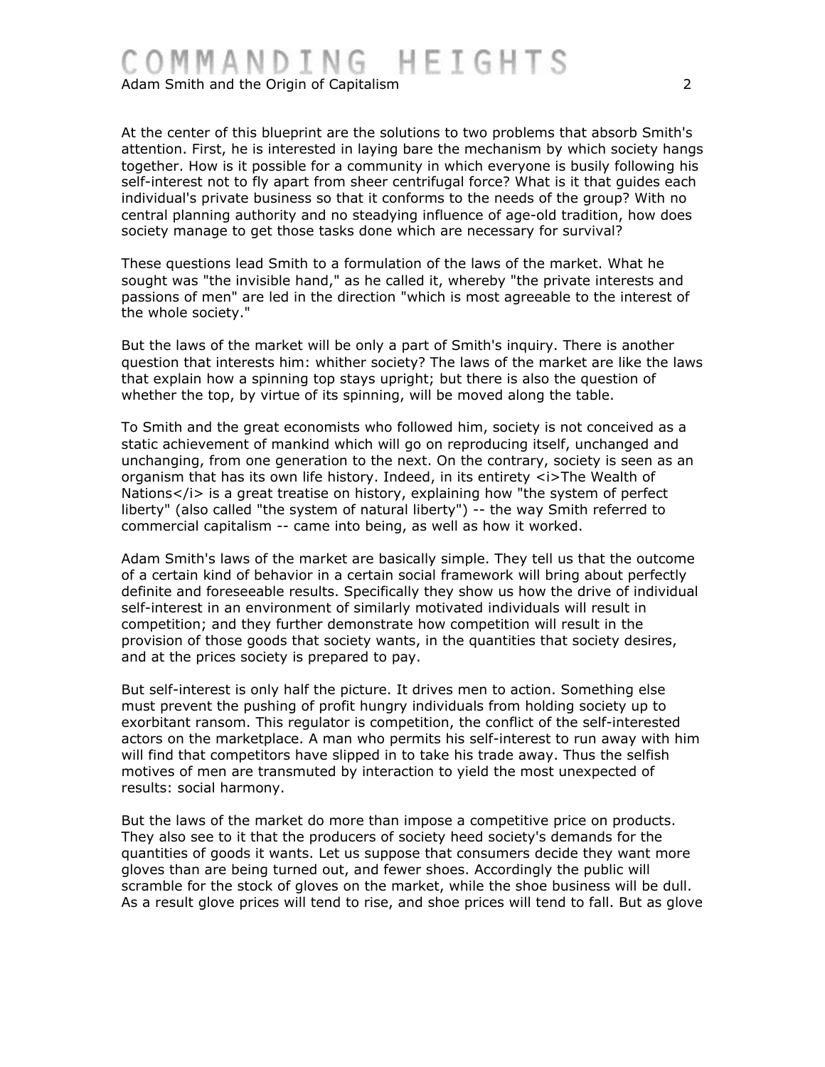At the center of this blueprint are the solutions to two problems that absorb Smith's attention. First, he is interested in laying bare the mechanism by which society hangs together. How is it possible for a community in which everyone is busily following his self-interest not to fly apart from sheer centrifugal force? What is it that guides each individual's private business so that it conforms to the needs of the group? With no central planning authority and no steadying influence of age-old tradition, how does society manage to get those tasks done which are necessary for survival?

These questions lead Smith to a formulation of the laws of the market. What he sought was "the invisible hand," as he called it, whereby "the private interests and passions of men" are led in the direction "which is most agreeable to the interest of the whole society."

But the laws of the market will be only a part of Smith's inquiry. There is another question that interests him: whither society? The laws of the market are like the laws that explain how a spinning top stays upright; but there is also the question of whether the top, by virtue of its spinning, will be moved along the table.

To Smith and the great economists who followed him, society is not conceived as a static achievement of mankind which will go on reproducing itself, unchanged and unchanging, from one generation to the next. On the contrary, society is seen as an organism that has its own life history. Indeed, in its entirety <i>The Wealth of Nations</i> is a great treatise on history, explaining how "the system of perfect liberty" (also called "the system of natural liberty") -- the way Smith referred to commercial capitalism -- came into being, as well as how it worked.

Adam Smith's laws of the market are basically simple. They tell us that the outcome of a certain kind of behavior in a certain social framework will bring about perfectly definite and foreseeable results. Specifically they show us how the drive of individual self-interest in an environment of similarly motivated individuals will result in competition; and they further demonstrate how competition will result in the provision of those goods that society wants, in the quantities that society desires, and at the prices society is prepared to pay.

But self-interest is only half the picture. It drives men to action. Something else must prevent the pushing of profit hungry individuals from holding society up to exorbitant ransom. This regulator is competition, the conflict of the self-interested actors on the marketplace. A man who permits his self-interest to run away with him will find that competitors have slipped in to take his trade away. Thus the selfish motives of men are transmuted by interaction to yield the most unexpected of results: social harmony.

But the laws of the market do more than impose a competitive price on products. They also see to it that the producers of society heed society's demands for the quantities of goods it wants. Let us suppose that consumers decide they want more gloves than are being turned out, and fewer shoes. Accordingly the public will scramble for the stock of gloves on the market, while the shoe business will be dull. As a result glove prices will tend to rise, and shoe prices will tend to fall. But as glove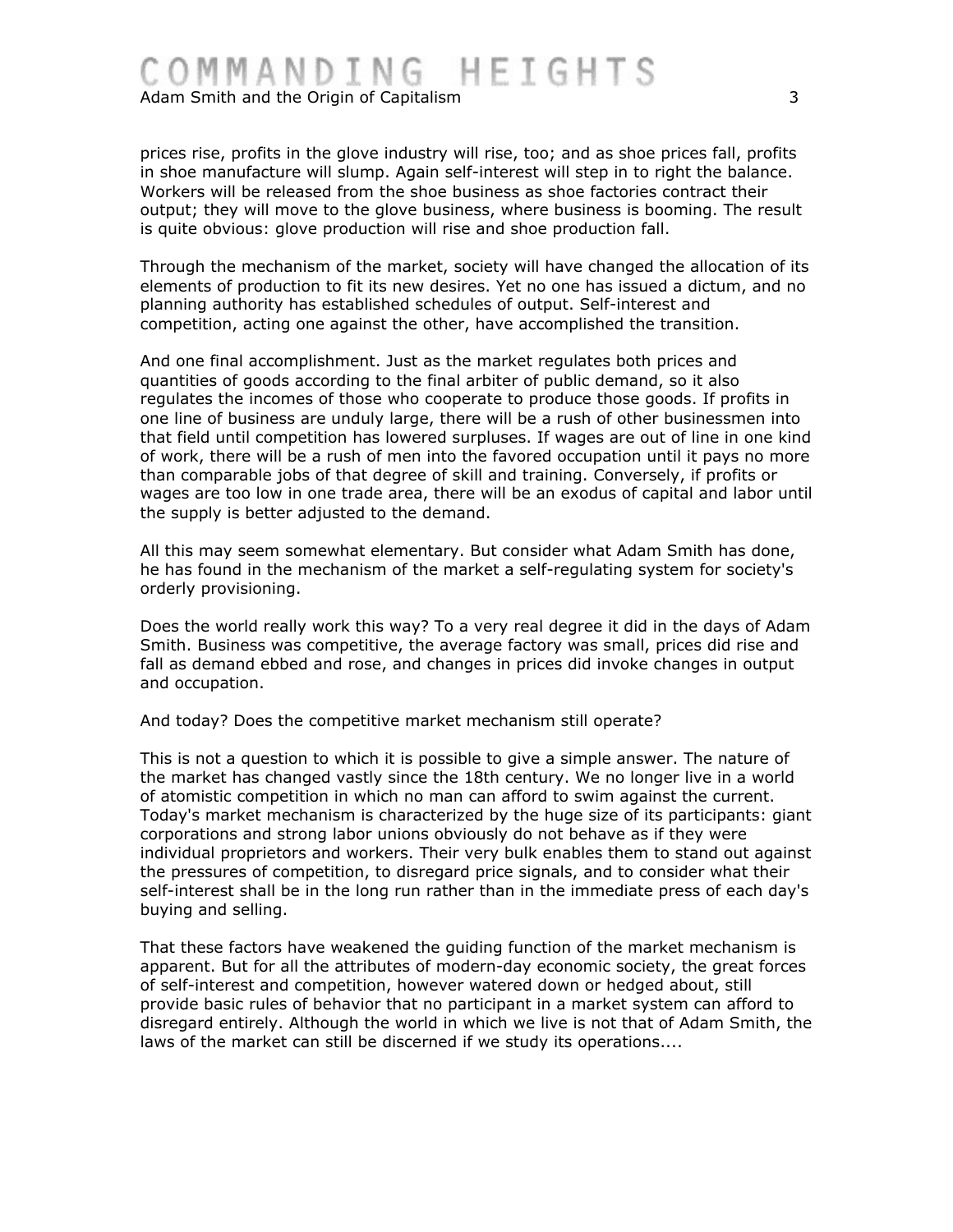prices rise, profits in the glove industry will rise, too; and as shoe prices fall, profits in shoe manufacture will slump. Again self-interest will step in to right the balance. Workers will be released from the shoe business as shoe factories contract their output; they will move to the glove business, where business is booming. The result is quite obvious: glove production will rise and shoe production fall.

Through the mechanism of the market, society will have changed the allocation of its elements of production to fit its new desires. Yet no one has issued a dictum, and no planning authority has established schedules of output. Self-interest and competition, acting one against the other, have accomplished the transition.

And one final accomplishment. Just as the market regulates both prices and quantities of goods according to the final arbiter of public demand, so it also regulates the incomes of those who cooperate to produce those goods. If profits in one line of business are unduly large, there will be a rush of other businessmen into that field until competition has lowered surpluses. If wages are out of line in one kind of work, there will be a rush of men into the favored occupation until it pays no more than comparable jobs of that degree of skill and training. Conversely, if profits or wages are too low in one trade area, there will be an exodus of capital and labor until the supply is better adjusted to the demand.

All this may seem somewhat elementary. But consider what Adam Smith has done, he has found in the mechanism of the market a self-regulating system for society's orderly provisioning.

Does the world really work this way? To a very real degree it did in the days of Adam Smith. Business was competitive, the average factory was small, prices did rise and fall as demand ebbed and rose, and changes in prices did invoke changes in output and occupation.

And today? Does the competitive market mechanism still operate?

This is not a question to which it is possible to give a simple answer. The nature of the market has changed vastly since the 18th century. We no longer live in a world of atomistic competition in which no man can afford to swim against the current. Today's market mechanism is characterized by the huge size of its participants: giant corporations and strong labor unions obviously do not behave as if they were individual proprietors and workers. Their very bulk enables them to stand out against the pressures of competition, to disregard price signals, and to consider what their self-interest shall be in the long run rather than in the immediate press of each day's buying and selling.

That these factors have weakened the guiding function of the market mechanism is apparent. But for all the attributes of modern-day economic society, the great forces of self-interest and competition, however watered down or hedged about, still provide basic rules of behavior that no participant in a market system can afford to disregard entirely. Although the world in which we live is not that of Adam Smith, the laws of the market can still be discerned if we study its operations....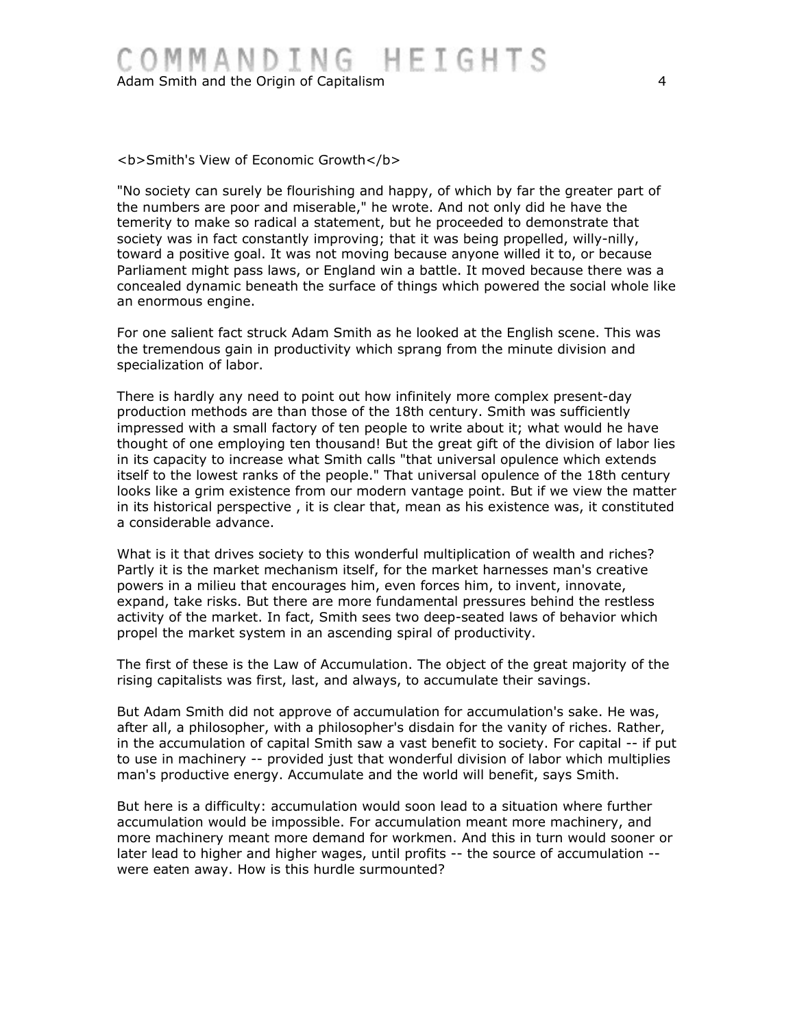## Smith's View of Economic Growth

"No society can surely be flourishing and happy, of which by far the greater part of the numbers are poor and miserable," he wrote. And not only did he have the temerity to make so radical a statement, but he proceeded to demonstrate that society was in fact constantly improving; that it was being propelled, willy-nilly, toward a positive goal. It was not moving because anyone willed it to, or because Parliament might pass laws, or England win a battle. It moved because there was a concealed dynamic beneath the surface of things which powered the social whole like an enormous engine.

For one salient fact struck Adam Smith as he looked at the English scene. This was the tremendous gain in productivity which sprang from the minute division and specialization of labor.

There is hardly any need to point out how infinitely more complex present-day production methods are than those of the 18th century. Smith was sufficiently impressed with a small factory of ten people to write about it; what would he have thought of one employing ten thousand! But the great gift of the division of labor lies in its capacity to increase what Smith calls "that universal opulence which extends itself to the lowest ranks of the people." That universal opulence of the 18th century looks like a grim existence from our modern vantage point. But if we view the matter in its historical perspective , it is clear that, mean as his existence was, it constituted a considerable advance.

What is it that drives society to this wonderful multiplication of wealth and riches? Partly it is the market mechanism itself, for the market harnesses man's creative powers in a milieu that encourages him, even forces him, to invent, innovate, expand, take risks. But there are more fundamental pressures behind the restless activity of the market. In fact, Smith sees two deep-seated laws of behavior which propel the market system in an ascending spiral of productivity.

The first of these is the Law of Accumulation. The object of the great majority of the rising capitalists was first, last, and always, to accumulate their savings.

But Adam Smith did not approve of accumulation for accumulation's sake. He was, after all, a philosopher, with a philosopher's disdain for the vanity of riches. Rather, in the accumulation of capital Smith saw a vast benefit to society. For capital -- if put to use in machinery -- provided just that wonderful division of labor which multiplies man's productive energy. Accumulate and the world will benefit, says Smith.

But here is a difficulty: accumulation would soon lead to a situation where further accumulation would be impossible. For accumulation meant more machinery, and more machinery meant more demand for workmen. And this in turn would sooner or later lead to higher and higher wages, until profits -- the source of accumulation -- were eaten away. How is this hurdle surmounted?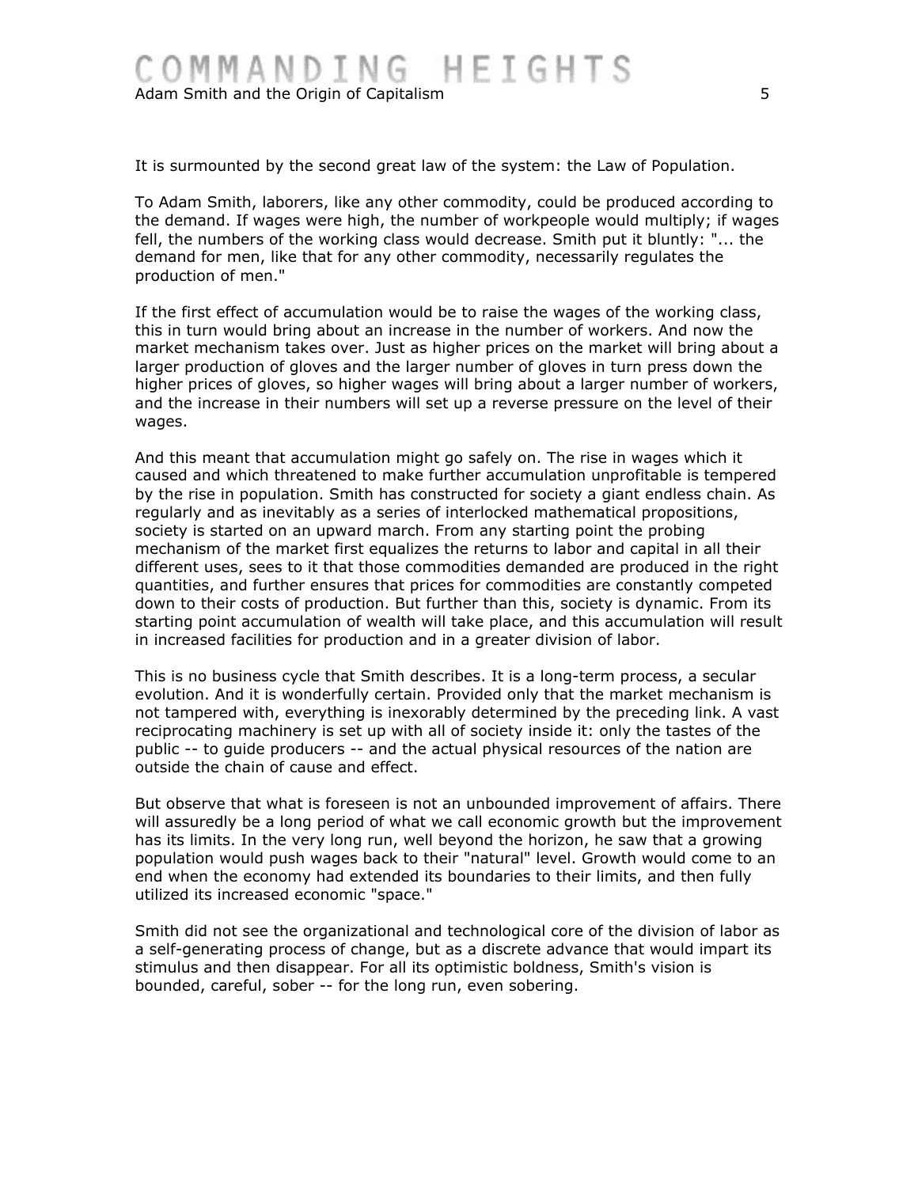It is surmounted by the second great law of the system: the Law of Population.

To Adam Smith, laborers, like any other commodity, could be produced according to the demand. If wages were high, the number of workpeople would multiply; if wages fell, the numbers of the working class would decrease. Smith put it bluntly: "... the demand for men, like that for any other commodity, necessarily regulates the production of men."

If the first effect of accumulation would be to raise the wages of the working class, this in turn would bring about an increase in the number of workers. And now the market mechanism takes over. Just as higher prices on the market will bring about a larger production of gloves and the larger number of gloves in turn press down the higher prices of gloves, so higher wages will bring about a larger number of workers, and the increase in their numbers will set up a reverse pressure on the level of their wages.

And this meant that accumulation might go safely on. The rise in wages which it caused and which threatened to make further accumulation unprofitable is tempered by the rise in population. Smith has constructed for society a giant endless chain. As regularly and as inevitably as a series of interlocked mathematical propositions, society is started on an upward march. From any starting point the probing mechanism of the market first equalizes the returns to labor and capital in all their different uses, sees to it that those commodities demanded are produced in the right quantities, and further ensures that prices for commodities are constantly competed down to their costs of production. But further than this, society is dynamic. From its starting point accumulation of wealth will take place, and this accumulation will result in increased facilities for production and in a greater division of labor.

This is no business cycle that Smith describes. It is a long-term process, a secular evolution. And it is wonderfully certain. Provided only that the market mechanism is not tampered with, everything is inexorably determined by the preceding link. A vast reciprocating machinery is set up with all of society inside it: only the tastes of the public -- to guide producers -- and the actual physical resources of the nation are outside the chain of cause and effect.

But observe that what is foreseen is not an unbounded improvement of affairs. There will assuredly be a long period of what we call economic growth but the improvement has its limits. In the very long run, well beyond the horizon, he saw that a growing population would push wages back to their "natural" level. Growth would come to an end when the economy had extended its boundaries to their limits, and then fully utilized its increased economic "space."

Smith did not see the organizational and technological core of the division of labor as a self-generating process of change, but as a discrete advance that would impart its stimulus and then disappear. For all its optimistic boldness, Smith's vision is bounded, careful, sober -- for the long run, even sobering.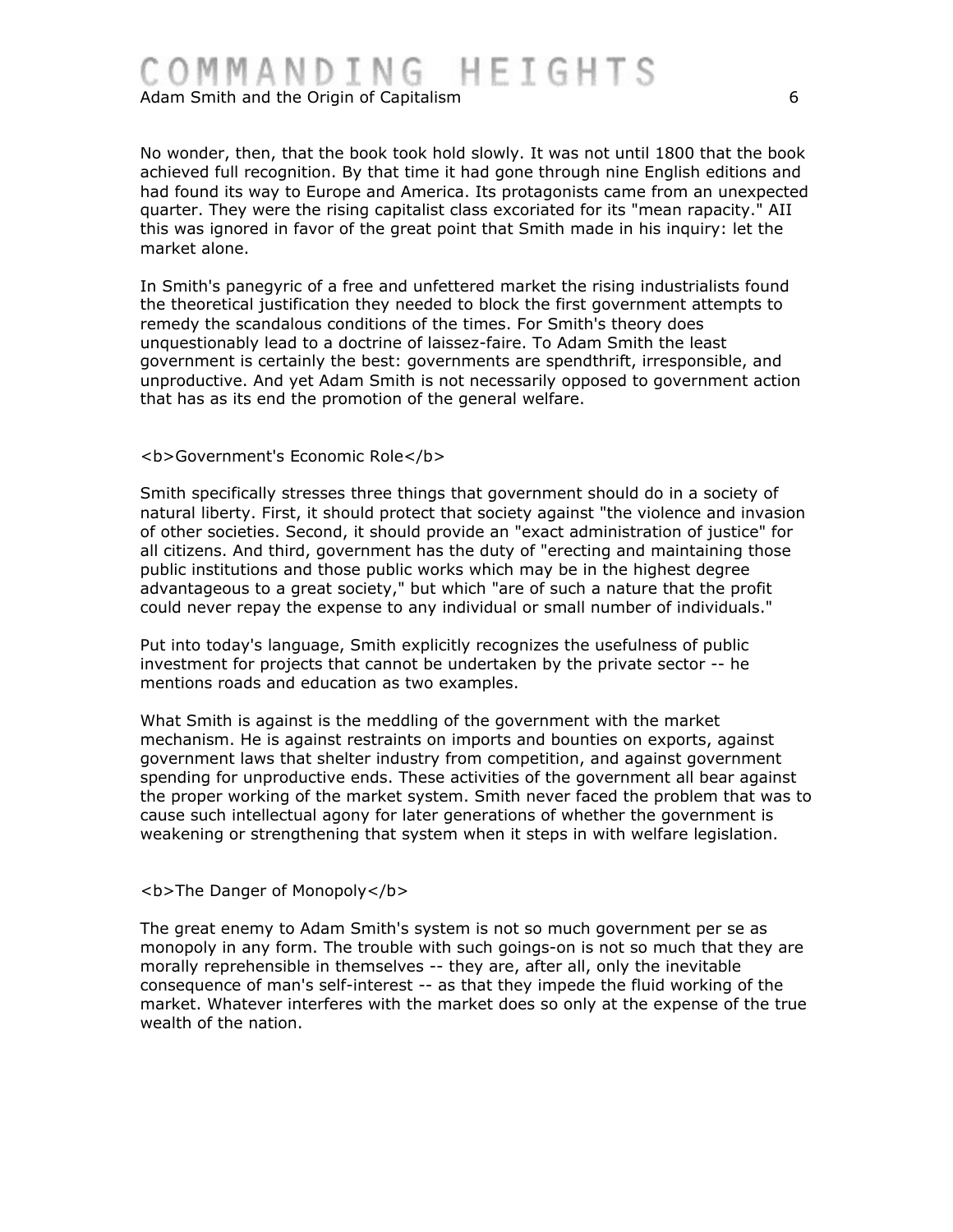No wonder, then, that the book took hold slowly. It was not until 1800 that the book achieved full recognition. By that time it had gone through nine English editions and had found its way to Europe and America. Its protagonists came from an unexpected quarter. They were the rising capitalist class excoriated for its "mean rapacity." AII this was ignored in favor of the great point that Smith made in his inquiry: let the market alone.

In Smith's panegyric of a free and unfettered market the rising industrialists found the theoretical justification they needed to block the first government attempts to remedy the scandalous conditions of the times. For Smith's theory does unquestionably lead to a doctrine of laissez-faire. To Adam Smith the least government is certainly the best: governments are spendthrift, irresponsible, and unproductive. And yet Adam Smith is not necessarily opposed to government action that has as its end the promotion of the general welfare.

## Government's Economic Role

Smith specifically stresses three things that government should do in a society of natural liberty. First, it should protect that society against "the violence and invasion of other societies. Second, it should provide an "exact administration of justice" for all citizens. And third, government has the duty of "erecting and maintaining those public institutions and those public works which may be in the highest degree advantageous to a great society," but which "are of such a nature that the profit could never repay the expense to any individual or small number of individuals."

Put into today's language, Smith explicitly recognizes the usefulness of public investment for projects that cannot be undertaken by the private sector -- he mentions roads and education as two examples.

What Smith is against is the meddling of the government with the market mechanism. He is against restraints on imports and bounties on exports, against government laws that shelter industry from competition, and against government spending for unproductive ends. These activities of the government all bear against the proper working of the market system. Smith never faced the problem that was to cause such intellectual agony for later generations of whether the government is weakening or strengthening that system when it steps in with welfare legislation.

## The Danger of Monopoly

The great enemy to Adam Smith's system is not so much government per se as monopoly in any form. The trouble with such goings-on is not so much that they are morally reprehensible in themselves -- they are, after all, only the inevitable consequence of man's self-interest -- as that they impede the fluid working of the market. Whatever interferes with the market does so only at the expense of the true wealth of the nation.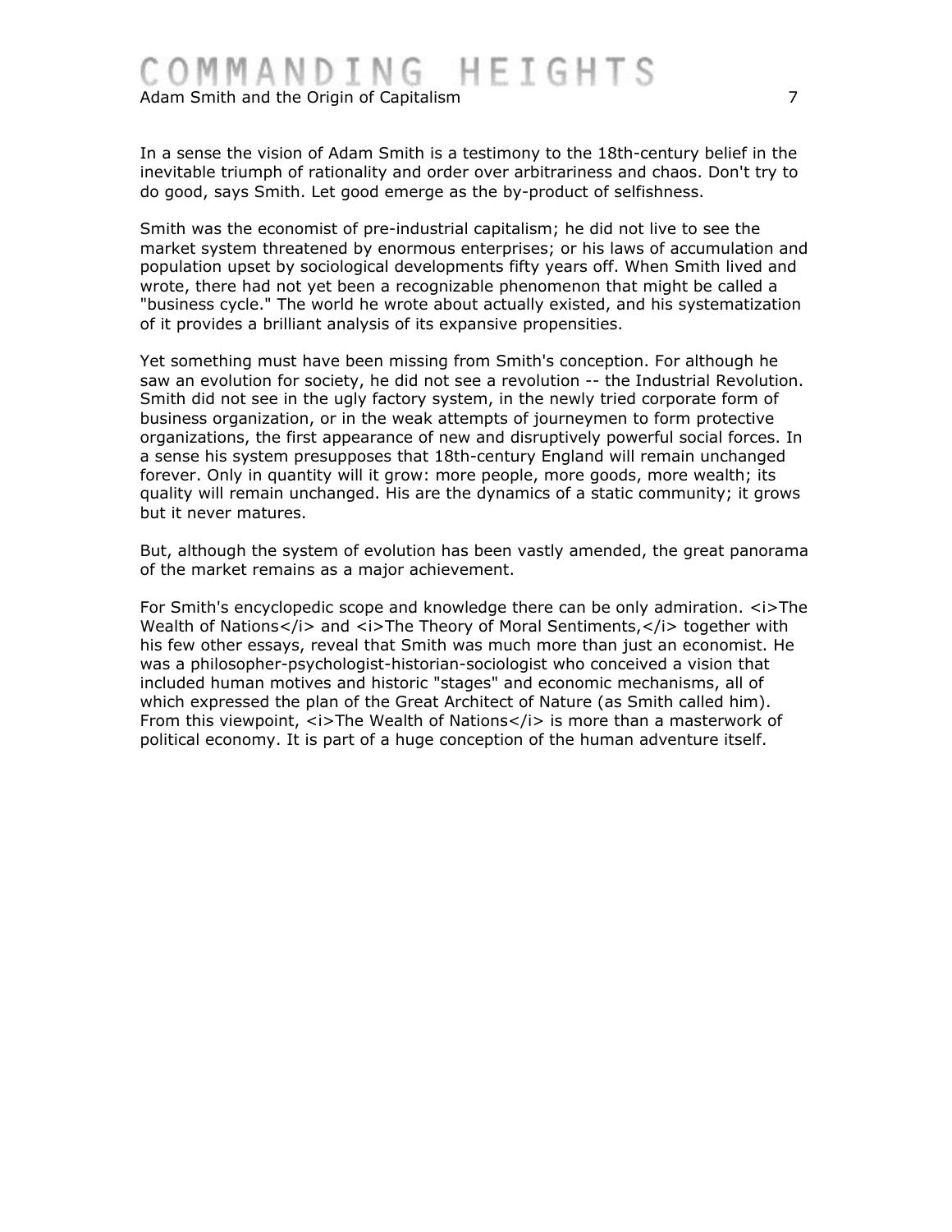In a sense the vision of Adam Smith is a testimony to the 18th-century belief in the inevitable triumph of rationality and order over arbitrariness and chaos. Don't try to do good, says Smith. Let good emerge as the by-product of selfishness.

Smith was the economist of pre-industrial capitalism; he did not live to see the market system threatened by enormous enterprises; or his laws of accumulation and population upset by sociological developments fifty years off. When Smith lived and wrote, there had not yet been a recognizable phenomenon that might be called a "business cycle." The world he wrote about actually existed, and his systematization of it provides a brilliant analysis of its expansive propensities.

Yet something must have been missing from Smith's conception. For although he saw an evolution for society, he did not see a revolution -- the Industrial Revolution. Smith did not see in the ugly factory system, in the newly tried corporate form of business organization, or in the weak attempts of journeymen to form protective organizations, the first appearance of new and disruptively powerful social forces. In a sense his system presupposes that 18th-century England will remain unchanged forever. Only in quantity will it grow: more people, more goods, more wealth; its quality will remain unchanged. His are the dynamics of a static community; it grows but it never matures.

But, although the system of evolution has been vastly amended, the great panorama of the market remains as a major achievement.

For Smith's encyclopedic scope and knowledge there can be only admiration. <i>The Wealth of Nations</i> and <i>The Theory of Moral Sentiments,</i> together with his few other essays, reveal that Smith was much more than just an economist. He was a philosopher-psychologist-historian-sociologist who conceived a vision that included human motives and historic "stages" and economic mechanisms, all of which expressed the plan of the Great Architect of Nature (as Smith called him). From this viewpoint, <i>The Wealth of Nations</i> is more than a masterwork of political economy. It is part of a huge conception of the human adventure itself.